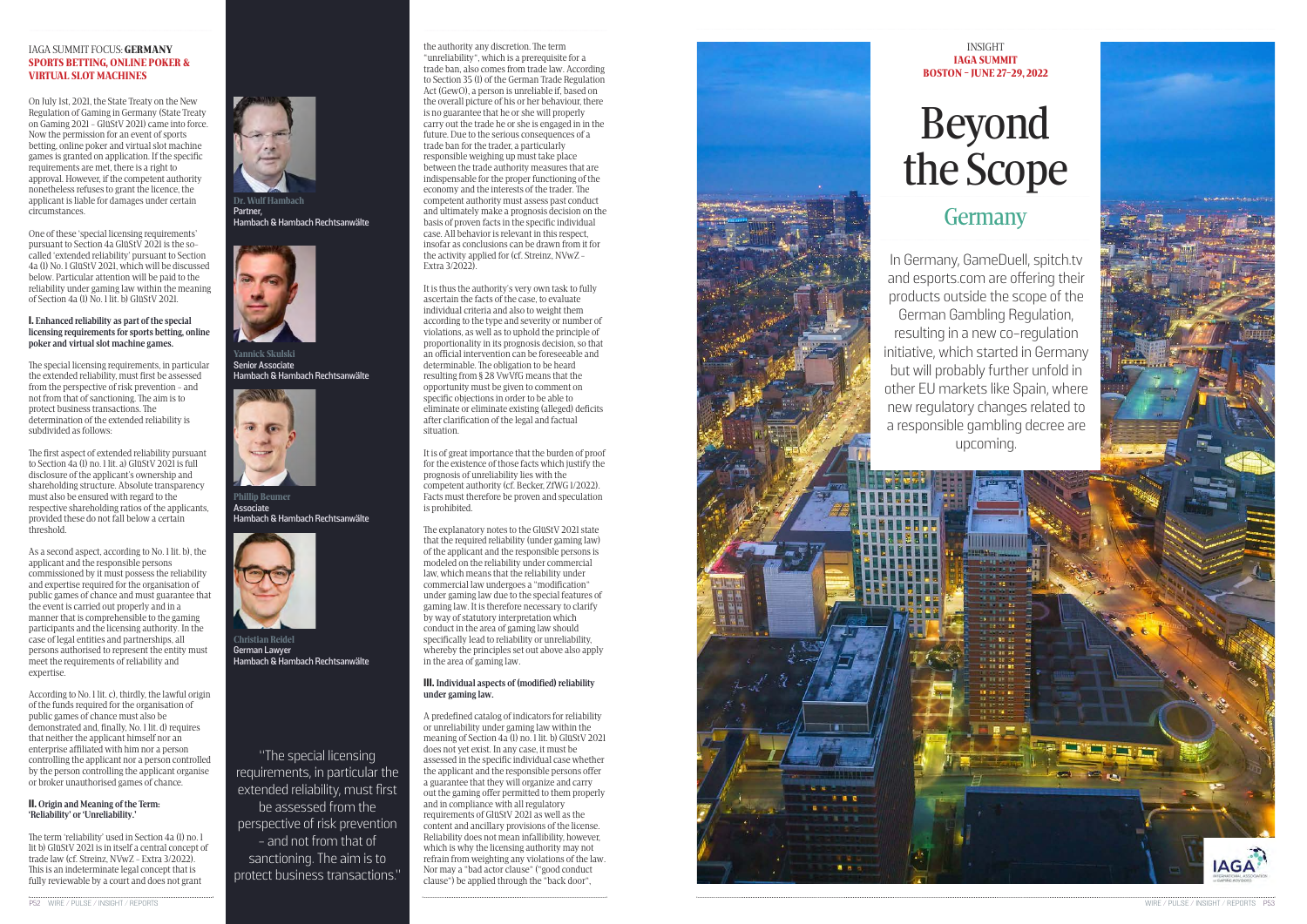IAGA SUMMIT FOCUS: **GERMANY**

# SPORTS BETTING, ONLINE POKER & VIRTUAL SLOT MACHINES

On July 1st, 2021, the State Treaty on the New Regulation of Gaming in Germany (State Treaty on Gaming 2021 – GlüStV 2021) came into force. Now the permission for an event of sports betting, online poker and virtual slot machine games is granted on application. If the specific requirements are met, there is a right to approval. However, if the competent authority nonetheless refuses to grant the licence, the applicant is liable for damages under certain circumstances.

One of these 'special licensing requirements' pursuant to Section 4a GlüStV 2021 is the so-called 'extended reliability' pursuant to Section 4a (1) No. 1 GlüStV 2021, which will be discussed below. Particular attention will be paid to the reliability under gaming law within the meaning of Section 4a (1) No. 1 lit. b) GlüStV 2021.

**Dr. Wulf Hambach**
Partner,
Hambach & Hambach Rechtsanwälte

**Yannick Skulski**
Senior Associate
Hambach & Hambach Rechtsanwälte

**Phillip Beumer**
Associate
Hambach & Hambach Rechtsanwälte

**Christian Reidel**
German Lawyer
Hambach & Hambach Rechtsanwälte

### I. Enhanced reliability as part of the special licensing requirements for sports betting, online poker and virtual slot machine games.

The special licensing requirements, in particular the extended reliability, must first be assessed from the perspective of risk prevention – and not from that of sanctioning. The aim is to protect business transactions. The determination of the extended reliability is subdivided as follows:

The first aspect of extended reliability pursuant to Section 4a (1) no. 1 lit. a) GlüStV 2021 is full disclosure of the applicant's ownership and shareholding structure. Absolute transparency must also be ensured with regard to the respective shareholding ratios of the applicants, provided these do not fall below a certain threshold.

As a second aspect, according to No. 1 lit. b), the applicant and the responsible persons commissioned by it must possess the reliability and expertise required for the organisation of public games of chance and must guarantee that the event is carried out properly and in a manner that is comprehensible to the gaming participants and the licensing authority. In the case of legal entities and partnerships, all persons authorised to represent the entity must meet the requirements of reliability and expertise.

According to No. 1 lit. c), thirdly, the lawful origin of the funds required for the organisation of public games of chance must also be demonstrated and, finally, No. 1 lit. d) requires that neither the applicant himself nor an enterprise affiliated with him nor a person controlling the applicant nor a person controlled by the person controlling the applicant organise or broker unauthorised games of chance.

> "The special licensing requirements, in particular the extended reliability, must first be assessed from the perspective of risk prevention – and not from that of sanctioning. The aim is to protect business transactions."

### II. Origin and Meaning of the Term: 'Reliability' or 'Unreliability.'

The term 'reliability' used in Section 4a (1) no. 1 lit b) GlüStV 2021 is in itself a central concept of trade law (cf. Streinz, NVwZ – Extra 3/2022). This is an indeterminate legal concept that is fully reviewable by a court and does not grant the authority any discretion. The term "unreliability", which is a prerequisite for a trade ban, also comes from trade law. According to Section 35 (1) of the German Trade Regulation Act (GewO), a person is unreliable if, based on the overall picture of his or her behaviour, there is no guarantee that he or she will properly carry out the trade he or she is engaged in in the future. Due to the serious consequences of a trade ban for the trader, a particularly responsible weighing up must take place between the trade authority measures that are indispensable for the proper functioning of the economy and the interests of the trader. The competent authority must assess past conduct and ultimately make a prognosis decision on the basis of proven facts in the specific individual case. All behavior is relevant in this respect, insofar as conclusions can be drawn from it for the activity applied for (cf. Streinz, NVwZ – Extra 3/2022).

It is thus the authority's very own task to fully ascertain the facts of the case, to evaluate individual criteria and also to weight them according to the type and severity or number of violations, as well as to uphold the principle of proportionality in its prognosis decision, so that an official intervention can be foreseeable and determinable. The obligation to be heard resulting from § 28 VwVfG means that the opportunity must be given to comment on specific objections in order to be able to eliminate or eliminate existing (alleged) deficits after clarification of the legal and factual situation.

It is of great importance that the burden of proof for the existence of those facts which justify the prognosis of unreliability lies with the competent authority (cf. Becker, ZfWG 1/2022). Facts must therefore be proven and speculation is prohibited.

The explanatory notes to the GlüStV 2021 state that the required reliability (under gaming law) of the applicant and the responsible persons is modeled on the reliability under commercial law, which means that the reliability under commercial law undergoes a "modification" under gaming law due to the special features of gaming law. It is therefore necessary to clarify by way of statutory interpretation which conduct in the area of gaming law should specifically lead to reliability or unreliability, whereby the principles set out above also apply in the area of gaming law.

### III. Individual aspects of (modified) reliability under gaming law.

A predefined catalog of indicators for reliability or unreliability under gaming law within the meaning of Section 4a (1) no. 1 lit. b) GlüStV 2021 does not yet exist. In any case, it must be assessed in the specific individual case whether the applicant and the responsible persons offer a guarantee that they will organize and carry out the gaming offer permitted to them properly and in compliance with all regulatory requirements of GlüStV 2021 as well as the content and ancillary provisions of the license. Reliability does not mean infallibility, however, which is why the licensing authority may not refrain from weighting any violations of the law. Nor may a "bad actor clause" ("good conduct clause") be applied through the "back door",

INSIGHT
**IAGA SUMMIT**
**BOSTON – JUNE 27-29, 2022**

# Beyond the Scope

## Germany

In Germany, GameDuell, spitch.tv and esports.com are offering their products outside the scope of the German Gambling Regulation, resulting in a new co-regulation initiative, which started in Germany but will probably further unfold in other EU markets like Spain, where new regulatory changes related to a responsible gambling decree are upcoming.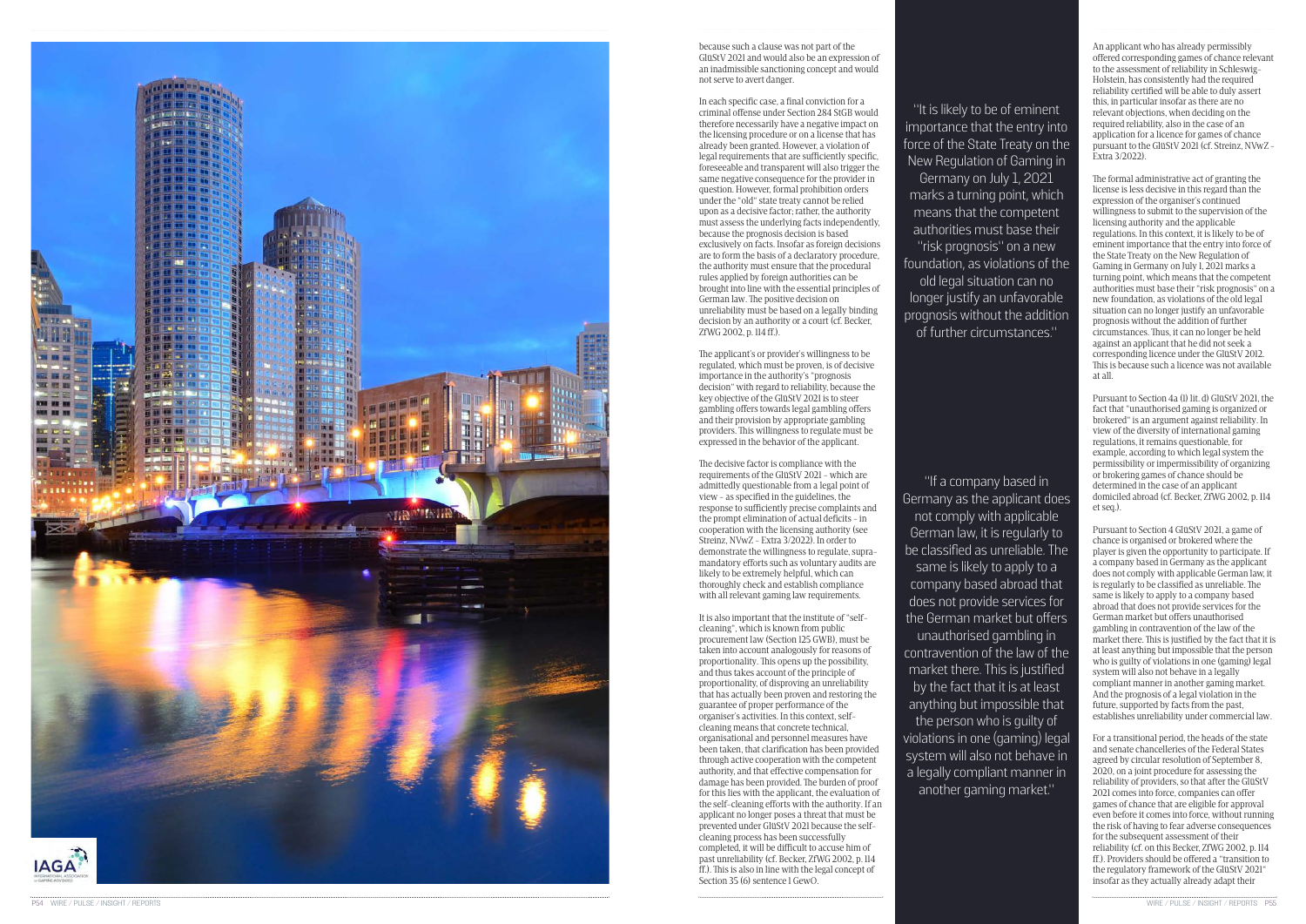because such a clause was not part of the GlüStV 2021 and would also be an expression of an inadmissible sanctioning concept and would not serve to avert danger.

In each specific case, a final conviction for a criminal offense under Section 284 StGB would therefore necessarily have a negative impact on the licensing procedure or on a license that has already been granted. However, a violation of legal requirements that are sufficiently specific, foreseeable and transparent will also trigger the same negative consequence for the provider in question. However, formal prohibition orders under the "old" state treaty cannot be relied upon as a decisive factor; rather, the authority must assess the underlying facts independently, because the prognosis decision is based exclusively on facts. Insofar as foreign decisions are to form the basis of a declaratory procedure, the authority must ensure that the procedural rules applied by foreign authorities can be brought into line with the essential principles of German law. The positive decision on unreliability must be based on a legally binding decision by an authority or a court (cf. Becker, ZfWG 2002, p. 114 ff.).

The applicant's or provider's willingness to be regulated, which must be proven, is of decisive importance in the authority's "prognosis decision" with regard to reliability, because the key objective of the GlüStV 2021 is to steer gambling offers towards legal gambling offers and their provision by appropriate gambling providers. This willingness to regulate must be expressed in the behavior of the applicant.

The decisive factor is compliance with the requirements of the GlüStV 2021 – which are admittedly questionable from a legal point of view – as specified in the guidelines, the response to sufficiently precise complaints and the prompt elimination of actual deficits – in cooperation with the licensing authority (see Streinz, NVwZ – Extra 3/2022). In order to demonstrate the willingness to regulate, supra-mandatory efforts such as voluntary audits are likely to be extremely helpful, which can thoroughly check and establish compliance with all relevant gaming law requirements.

It is also important that the institute of "self-cleaning", which is known from public procurement law (Section 125 GWB), must be taken into account analogously for reasons of proportionality. This opens up the possibility, and thus takes account of the principle of proportionality, of disproving an unreliability that has actually been proven and restoring the guarantee of proper performance of the organiser's activities. In this context, self-cleaning means that concrete technical, organisational and personnel measures have been taken, that clarification has been provided through active cooperation with the competent authority, and that effective compensation for damage has been provided. The burden of proof for this lies with the applicant, the evaluation of the self-cleaning efforts with the authority. If an applicant no longer poses a threat that must be prevented under GlüStV 2021 because the self-cleaning process has been successfully completed, it will be difficult to accuse him of past unreliability (cf. Becker, ZfWG 2002, p. 114 ff.). This is also in line with the legal concept of Section 35 (6) sentence 1 GewO.

> "It is likely to be of eminent importance that the entry into force of the State Treaty on the New Regulation of Gaming in Germany on July 1, 2021 marks a turning point, which means that the competent authorities must base their "risk prognosis" on a new foundation, as violations of the old legal situation can no longer justify an unfavorable prognosis without the addition of further circumstances."

> "If a company based in Germany as the applicant does not comply with applicable German law, it is regularly to be classified as unreliable. The same is likely to apply to a company based abroad that does not provide services for the German market but offers unauthorised gambling in contravention of the law of the market there. This is justified by the fact that it is at least anything but impossible that the person who is guilty of violations in one (gaming) legal system will also not behave in a legally compliant manner in another gaming market."

An applicant who has already permissibly offered corresponding games of chance relevant to the assessment of reliability in Schleswig-Holstein, has consistently had the required reliability certified will be able to duly assert this, in particular insofar as there are no relevant objections, when deciding on the required reliability, also in the case of an application for a licence for games of chance pursuant to the GlüStV 2021 (cf. Streinz, NVwZ – Extra 3/2022).

The formal administrative act of granting the license is less decisive in this regard than the expression of the organiser's continued willingness to submit to the supervision of the licensing authority and the applicable regulations. In this context, it is likely to be of eminent importance that the entry into force of the State Treaty on the New Regulation of Gaming in Germany on July 1, 2021 marks a turning point, which means that the competent authorities must base their "risk prognosis" on a new foundation, as violations of the old legal situation can no longer justify an unfavorable prognosis without the addition of further circumstances. Thus, it can no longer be held against an applicant that he did not seek a corresponding licence under the GlüStV 2012. This is because such a licence was not available at all.

Pursuant to Section 4a (1) lit. d) GlüStV 2021, the fact that "unauthorised gaming is organized or brokered" is an argument against reliability. In view of the diversity of international gaming regulations, it remains questionable, for example, according to which legal system the permissibility or impermissibility of organizing or brokering games of chance should be determined in the case of an applicant domiciled abroad (cf. Becker, ZfWG 2002, p. 114 et seq.).

Pursuant to Section 4 GlüStV 2021, a game of chance is organised or brokered where the player is given the opportunity to participate. If a company based in Germany as the applicant does not comply with applicable German law, it is regularly to be classified as unreliable. The same is likely to apply to a company based abroad that does not provide services for the German market but offers unauthorised gambling in contravention of the law of the market there. This is justified by the fact that it is at least anything but impossible that the person who is guilty of violations in one (gaming) legal system will also not behave in a legally compliant manner in another gaming market. And the prognosis of a legal violation in the future, supported by facts from the past, establishes unreliability under commercial law.

For a transitional period, the heads of the state and senate chancelleries of the Federal States agreed by circular resolution of September 8, 2020, on a joint procedure for assessing the reliability of providers, so that after the GlüStV 2021 comes into force, companies can offer games of chance that are eligible for approval even before it comes into force, without running the risk of having to fear adverse consequences for the subsequent assessment of their reliability (cf. on this Becker, ZfWG 2002, p. 114 ff.). Providers should be offered a "transition to the regulatory framework of the GlüStV 2021" insofar as they actually already adapt their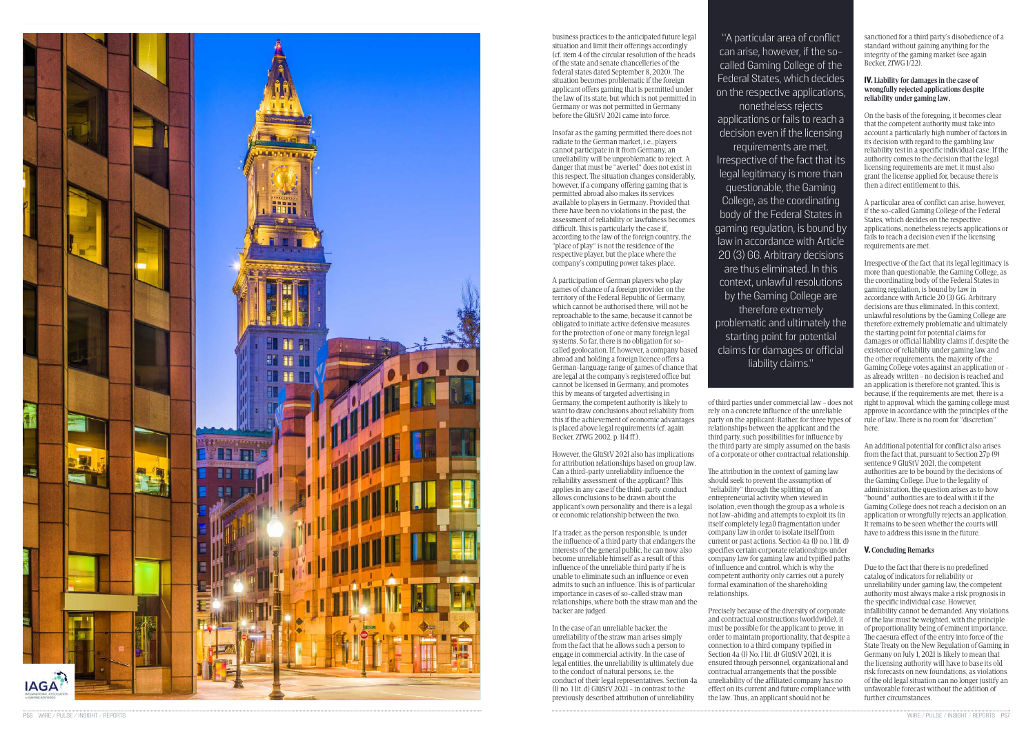business practices to the anticipated future legal situation and limit their offerings accordingly (cf. item 4 of the circular resolution of the heads of the state and senate chancelleries of the federal states dated September 8, 2020). The situation becomes problematic if the foreign applicant offers gaming that is permitted under the law of its state, but which is not permitted in Germany or was not permitted in Germany before the GlüStV 2021 came into force.

Insofar as the gaming permitted there does not radiate to the German market, i.e., players cannot participate in it from Germany, an unreliability will be unproblematic to reject. A danger that must be "averted" does not exist in this respect. The situation changes considerably, however, if a company offering gaming that is permitted abroad also makes its services available to players in Germany. Provided that there have been no violations in the past, the assessment of reliability or lawfulness becomes difficult. This is particularly the case if, according to the law of the foreign country, the "place of play" is not the residence of the respective player, but the place where the company's computing power takes place.

A participation of German players who play games of chance of a foreign provider on the territory of the Federal Republic of Germany, which cannot be authorised there, will not be reproachable to the same, because it cannot be obligated to initiate active defensive measures for the protection of one or many foreign legal systems. So far, there is no obligation for so-called geolocation. If, however, a company based abroad and holding a foreign licence offers a German-language range of games of chance that are legal at the company's registered office but cannot be licensed in Germany, and promotes this by means of targeted advertising in Germany, the competent authority is likely to want to draw conclusions about reliability from this if the achievement of economic advantages is placed above legal requirements (cf. again Becker, ZfWG 2002, p. 114 ff.).

However, the GlüStV 2021 also has implications for attribution relationships based on group law. Can a third-party unreliability influence the reliability assessment of the applicant? This applies in any case if the third-party conduct allows conclusions to be drawn about the applicant's own personality and there is a legal or economic relationship between the two.

If a trader, as the person responsible, is under the influence of a third party that endangers the interests of the general public, he can now also become unreliable himself as a result of this influence of the unreliable third party if he is unable to eliminate such an influence or even admits to such an influence. This is of particular importance in cases of so-called straw man relationships, where both the straw man and the backer are judged.

In the case of an unreliable backer, the unreliability of the straw man arises simply from the fact that he allows such a person to engage in commercial activity. In the case of legal entities, the unreliability is ultimately due to the conduct of natural persons, i.e. the conduct of their legal representatives. Section 4a (1) no. 1 lit. d) GlüStV 2021 – in contrast to the previously described attribution of unreliability of third parties under commercial law – does not rely on a concrete influence of the unreliable party on the applicant: Rather, for three types of relationships between the applicant and the third party, such possibilities for influence by the third party are simply assumed on the basis of a corporate or other contractual relationship.

"A particular area of conflict can arise, however, if the so-called Gaming College of the Federal States, which decides on the respective applications, nonetheless rejects applications or fails to reach a decision even if the licensing requirements are met. Irrespective of the fact that its legal legitimacy is more than questionable, the Gaming College, as the coordinating body of the Federal States in gaming regulation, is bound by law in accordance with Article 20 (3) GG. Arbitrary decisions are thus eliminated. In this context, unlawful resolutions by the Gaming College are therefore extremely problematic and ultimately the starting point for potential claims for damages or official liability claims."

The attribution in the context of gaming law should seek to prevent the assumption of "reliability" through the splitting of an entrepreneurial activity when viewed in isolation, even though the group as a whole is not law-abiding and attempts to exploit its (in itself completely legal) fragmentation under company law in order to isolate itself from current or past actions. Section 4a (1) no. 1 lit. d) specifies certain corporate relationships under company law for gaming law and typified paths of influence and control, which is why the competent authority only carries out a purely formal examination of the shareholding relationships.

Precisely because of the diversity of corporate and contractual constructions (worldwide), it must be possible for the applicant to prove, in order to maintain proportionality, that despite a connection to a third company typified in Section 4a (1) No. 1 lit. d) GlüStV 2021, it is ensured through personnel, organizational and contractual arrangements that the possible unreliability of the affiliated company has no effect on its current and future compliance with the law. Thus, an applicant should not be sanctioned for a third party's disobedience of a standard without gaining anything for the integrity of the gaming market (see again Becker, ZfWG 1/22).

### IV. Liability for damages in the case of wrongfully rejected applications despite reliability under gaming law.

On the basis of the foregoing, it becomes clear that the competent authority must take into account a particularly high number of factors in its decision with regard to the gambling law reliability test in a specific individual case. If the authority comes to the decision that the legal licensing requirements are met, it must also grant the license applied for, because there is then a direct entitlement to this.

A particular area of conflict can arise, however, if the so-called Gaming College of the Federal States, which decides on the respective applications, nonetheless rejects applications or fails to reach a decision even if the licensing requirements are met.

Irrespective of the fact that its legal legitimacy is more than questionable, the Gaming College, as the coordinating body of the Federal States in gaming regulation, is bound by law in accordance with Article 20 (3) GG. Arbitrary decisions are thus eliminated. In this context, unlawful resolutions by the Gaming College are therefore extremely problematic and ultimately the starting point for potential claims for damages or official liability claims if, despite the existence of reliability under gaming law and the other requirements, the majority of the Gaming College votes against an application or – as already written – no decision is reached and an application is therefore not granted. This is because, if the requirements are met, there is a right to approval, which the gaming college must approve in accordance with the principles of the rule of law. There is no room for "discretion" here.

An additional potential for conflict also arises from the fact that, pursuant to Section 27p (9) sentence 9 GlüStV 2021, the competent authorities are to be bound by the decisions of the Gaming College. Due to the legality of administration, the question arises as to how "bound" authorities are to deal with it if the Gaming College does not reach a decision on an application or wrongfully rejects an application. It remains to be seen whether the courts will have to address this issue in the future.

### V. Concluding Remarks

Due to the fact that there is no predefined catalog of indicators for reliability or unreliability under gaming law, the competent authority must always make a risk prognosis in the specific individual case. However, infallibility cannot be demanded. Any violations of the law must be weighted, with the principle of proportionality being of eminent importance. The caesura effect of the entry into force of the State Treaty on the New Regulation of Gaming in Germany on July 1, 2021 is likely to mean that the licensing authority will have to base its old risk forecasts on new foundations, as violations of the old legal situation can no longer justify an unfavorable forecast without the addition of further circumstances.